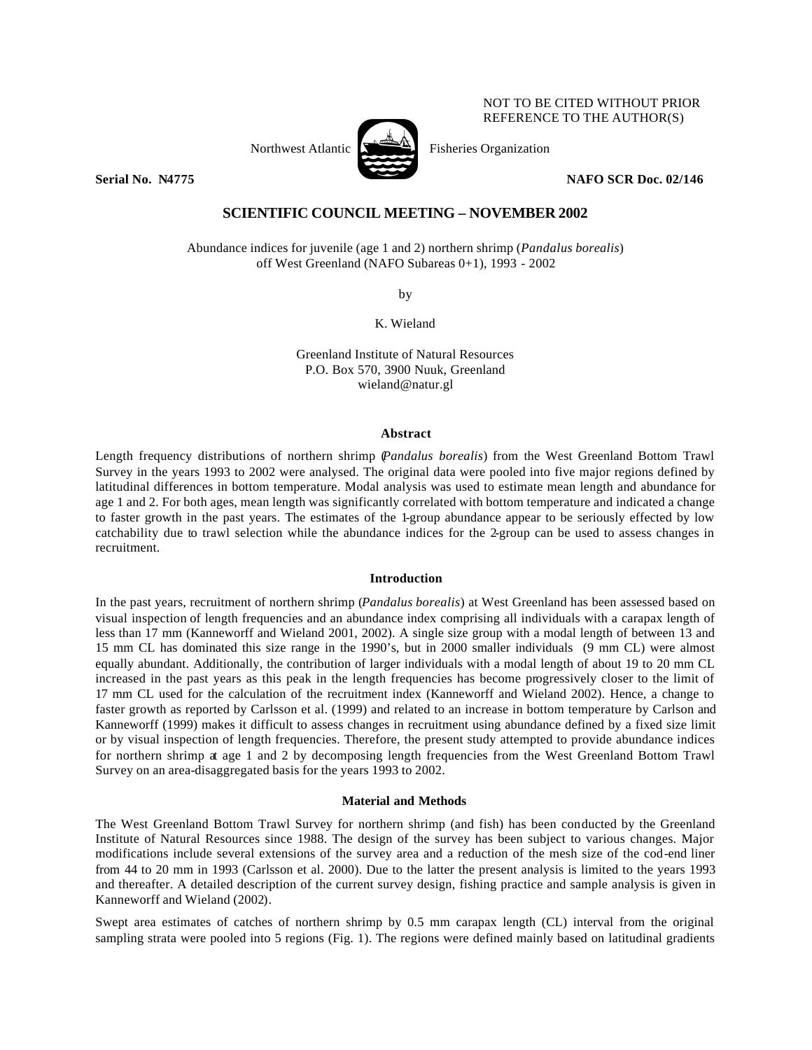NOT TO BE CITED WITHOUT PRIOR REFERENCE TO THE AUTHOR(S)

Northwest Atlantic Fisheries Organization

**Serial No. N4775** **NAFO SCR Doc. 02/146**

## SCIENTIFIC COUNCIL MEETING – NOVEMBER 2002

Abundance indices for juvenile (age 1 and 2) northern shrimp (*Pandalus borealis*) off West Greenland (NAFO Subareas 0+1), 1993 - 2002

by

K. Wieland

Greenland Institute of Natural Resources
P.O. Box 570, 3900 Nuuk, Greenland
wieland@natur.gl

### Abstract

Length frequency distributions of northern shrimp (*Pandalus borealis*) from the West Greenland Bottom Trawl Survey in the years 1993 to 2002 were analysed. The original data were pooled into five major regions defined by latitudinal differences in bottom temperature. Modal analysis was used to estimate mean length and abundance for age 1 and 2. For both ages, mean length was significantly correlated with bottom temperature and indicated a change to faster growth in the past years. The estimates of the 1-group abundance appear to be seriously effected by low catchability due to trawl selection while the abundance indices for the 2-group can be used to assess changes in recruitment.

### Introduction

In the past years, recruitment of northern shrimp (*Pandalus borealis*) at West Greenland has been assessed based on visual inspection of length frequencies and an abundance index comprising all individuals with a carapax length of less than 17 mm (Kanneworff and Wieland 2001, 2002). A single size group with a modal length of between 13 and 15 mm CL has dominated this size range in the 1990's, but in 2000 smaller individuals (9 mm CL) were almost equally abundant. Additionally, the contribution of larger individuals with a modal length of about 19 to 20 mm CL increased in the past years as this peak in the length frequencies has become progressively closer to the limit of 17 mm CL used for the calculation of the recruitment index (Kanneworff and Wieland 2002). Hence, a change to faster growth as reported by Carlsson et al. (1999) and related to an increase in bottom temperature by Carlson and Kanneworff (1999) makes it difficult to assess changes in recruitment using abundance defined by a fixed size limit or by visual inspection of length frequencies. Therefore, the present study attempted to provide abundance indices for northern shrimp at age 1 and 2 by decomposing length frequencies from the West Greenland Bottom Trawl Survey on an area-disaggregated basis for the years 1993 to 2002.

### Material and Methods

The West Greenland Bottom Trawl Survey for northern shrimp (and fish) has been conducted by the Greenland Institute of Natural Resources since 1988. The design of the survey has been subject to various changes. Major modifications include several extensions of the survey area and a reduction of the mesh size of the cod-end liner from 44 to 20 mm in 1993 (Carlsson et al. 2000). Due to the latter the present analysis is limited to the years 1993 and thereafter. A detailed description of the current survey design, fishing practice and sample analysis is given in Kanneworff and Wieland (2002).

Swept area estimates of catches of northern shrimp by 0.5 mm carapax length (CL) interval from the original sampling strata were pooled into 5 regions (Fig. 1). The regions were defined mainly based on latitudinal gradients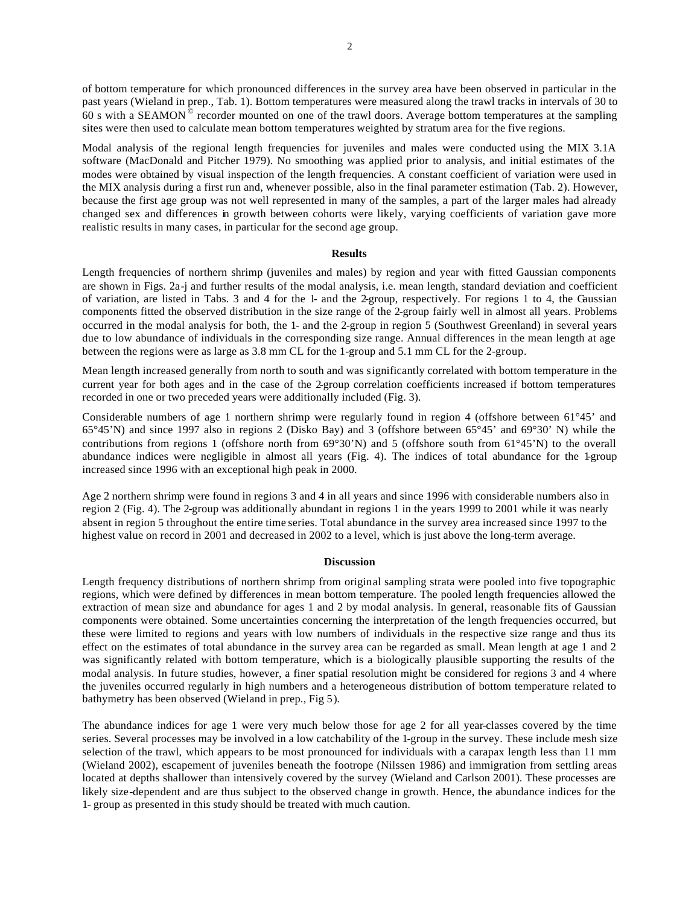of bottom temperature for which pronounced differences in the survey area have been observed in particular in the past years (Wieland in prep., Tab. 1). Bottom temperatures were measured along the trawl tracks in intervals of 30 to 60 s with a SEAMON© recorder mounted on one of the trawl doors. Average bottom temperatures at the sampling sites were then used to calculate mean bottom temperatures weighted by stratum area for the five regions.

Modal analysis of the regional length frequencies for juveniles and males were conducted using the MIX 3.1A software (MacDonald and Pitcher 1979). No smoothing was applied prior to analysis, and initial estimates of the modes were obtained by visual inspection of the length frequencies. A constant coefficient of variation were used in the MIX analysis during a first run and, whenever possible, also in the final parameter estimation (Tab. 2). However, because the first age group was not well represented in many of the samples, a part of the larger males had already changed sex and differences in growth between cohorts were likely, varying coefficients of variation gave more realistic results in many cases, in particular for the second age group.

## Results

Length frequencies of northern shrimp (juveniles and males) by region and year with fitted Gaussian components are shown in Figs. 2a-j and further results of the modal analysis, i.e. mean length, standard deviation and coefficient of variation, are listed in Tabs. 3 and 4 for the 1- and the 2-group, respectively. For regions 1 to 4, the Gaussian components fitted the observed distribution in the size range of the 2-group fairly well in almost all years. Problems occurred in the modal analysis for both, the 1- and the 2-group in region 5 (Southwest Greenland) in several years due to low abundance of individuals in the corresponding size range. Annual differences in the mean length at age between the regions were as large as 3.8 mm CL for the 1-group and 5.1 mm CL for the 2-group.

Mean length increased generally from north to south and was significantly correlated with bottom temperature in the current year for both ages and in the case of the 2-group correlation coefficients increased if bottom temperatures recorded in one or two preceded years were additionally included (Fig. 3).

Considerable numbers of age 1 northern shrimp were regularly found in region 4 (offshore between 61°45' and 65°45'N) and since 1997 also in regions 2 (Disko Bay) and 3 (offshore between 65°45' and 69°30' N) while the contributions from regions 1 (offshore north from 69°30'N) and 5 (offshore south from 61°45'N) to the overall abundance indices were negligible in almost all years (Fig. 4). The indices of total abundance for the 1-group increased since 1996 with an exceptional high peak in 2000.

Age 2 northern shrimp were found in regions 3 and 4 in all years and since 1996 with considerable numbers also in region 2 (Fig. 4). The 2-group was additionally abundant in regions 1 in the years 1999 to 2001 while it was nearly absent in region 5 throughout the entire time series. Total abundance in the survey area increased since 1997 to the highest value on record in 2001 and decreased in 2002 to a level, which is just above the long-term average.

## Discussion

Length frequency distributions of northern shrimp from original sampling strata were pooled into five topographic regions, which were defined by differences in mean bottom temperature. The pooled length frequencies allowed the extraction of mean size and abundance for ages 1 and 2 by modal analysis. In general, reasonable fits of Gaussian components were obtained. Some uncertainties concerning the interpretation of the length frequencies occurred, but these were limited to regions and years with low numbers of individuals in the respective size range and thus its effect on the estimates of total abundance in the survey area can be regarded as small. Mean length at age 1 and 2 was significantly related with bottom temperature, which is a biologically plausible supporting the results of the modal analysis. In future studies, however, a finer spatial resolution might be considered for regions 3 and 4 where the juveniles occurred regularly in high numbers and a heterogeneous distribution of bottom temperature related to bathymetry has been observed (Wieland in prep., Fig 5).

The abundance indices for age 1 were very much below those for age 2 for all year-classes covered by the time series. Several processes may be involved in a low catchability of the 1-group in the survey. These include mesh size selection of the trawl, which appears to be most pronounced for individuals with a carapax length less than 11 mm (Wieland 2002), escapement of juveniles beneath the footrope (Nilssen 1986) and immigration from settling areas located at depths shallower than intensively covered by the survey (Wieland and Carlson 2001). These processes are likely size-dependent and are thus subject to the observed change in growth. Hence, the abundance indices for the 1- group as presented in this study should be treated with much caution.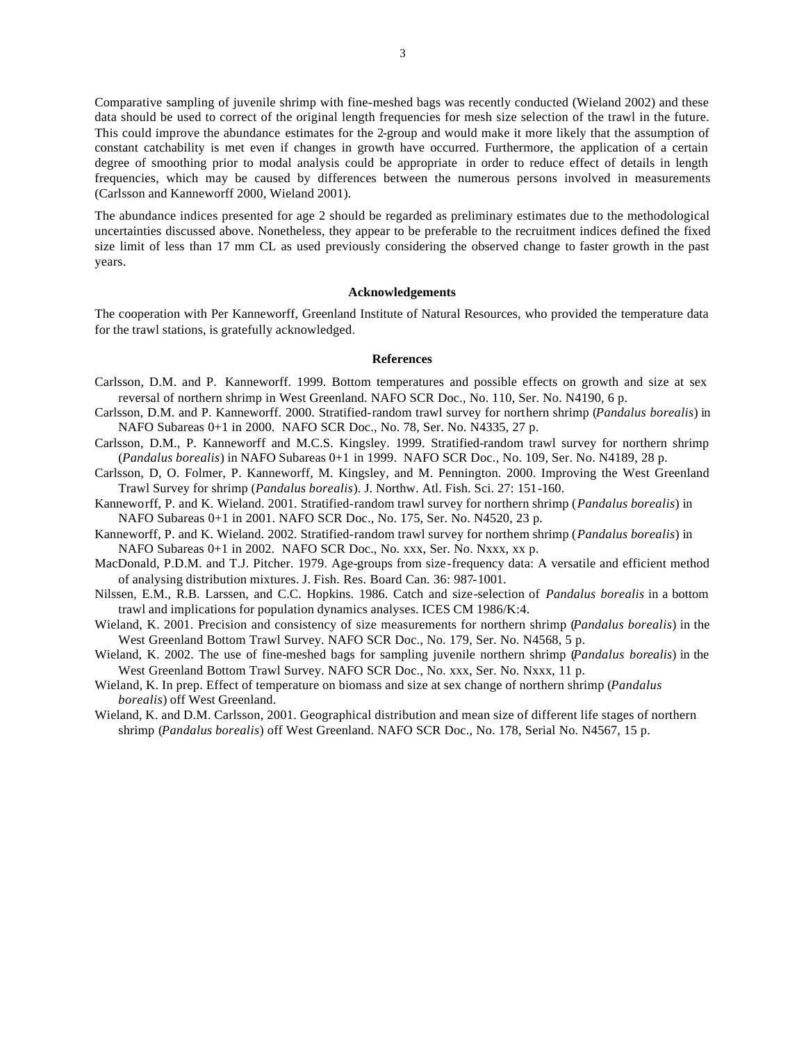Comparative sampling of juvenile shrimp with fine-meshed bags was recently conducted (Wieland 2002) and these data should be used to correct of the original length frequencies for mesh size selection of the trawl in the future. This could improve the abundance estimates for the 2-group and would make it more likely that the assumption of constant catchability is met even if changes in growth have occurred. Furthermore, the application of a certain degree of smoothing prior to modal analysis could be appropriate in order to reduce effect of details in length frequencies, which may be caused by differences between the numerous persons involved in measurements (Carlsson and Kanneworff 2000, Wieland 2001).

The abundance indices presented for age 2 should be regarded as preliminary estimates due to the methodological uncertainties discussed above. Nonetheless, they appear to be preferable to the recruitment indices defined the fixed size limit of less than 17 mm CL as used previously considering the observed change to faster growth in the past years.

## Acknowledgements

The cooperation with Per Kanneworff, Greenland Institute of Natural Resources, who provided the temperature data for the trawl stations, is gratefully acknowledged.

## References

Carlsson, D.M. and P. Kanneworff. 1999. Bottom temperatures and possible effects on growth and size at sex reversal of northern shrimp in West Greenland. NAFO SCR Doc., No. 110, Ser. No. N4190, 6 p.

Carlsson, D.M. and P. Kanneworff. 2000. Stratified-random trawl survey for northern shrimp (*Pandalus borealis*) in NAFO Subareas 0+1 in 2000. NAFO SCR Doc., No. 78, Ser. No. N4335, 27 p.

Carlsson, D.M., P. Kanneworff and M.C.S. Kingsley. 1999. Stratified-random trawl survey for northern shrimp (*Pandalus borealis*) in NAFO Subareas 0+1 in 1999. NAFO SCR Doc., No. 109, Ser. No. N4189, 28 p.

Carlsson, D, O. Folmer, P. Kanneworff, M. Kingsley, and M. Pennington. 2000. Improving the West Greenland Trawl Survey for shrimp (*Pandalus borealis*). J. Northw. Atl. Fish. Sci. 27: 151-160.

Kanneworff, P. and K. Wieland. 2001. Stratified-random trawl survey for northern shrimp (*Pandalus borealis*) in NAFO Subareas 0+1 in 2001. NAFO SCR Doc., No. 175, Ser. No. N4520, 23 p.

Kanneworff, P. and K. Wieland. 2002. Stratified-random trawl survey for northem shrimp (*Pandalus borealis*) in NAFO Subareas 0+1 in 2002. NAFO SCR Doc., No. xxx, Ser. No. Nxxx, xx p.

MacDonald, P.D.M. and T.J. Pitcher. 1979. Age-groups from size-frequency data: A versatile and efficient method of analysing distribution mixtures. J. Fish. Res. Board Can. 36: 987-1001.

Nilssen, E.M., R.B. Larssen, and C.C. Hopkins. 1986. Catch and size-selection of *Pandalus borealis* in a bottom trawl and implications for population dynamics analyses. ICES CM 1986/K:4.

Wieland, K. 2001. Precision and consistency of size measurements for northern shrimp (*Pandalus borealis*) in the West Greenland Bottom Trawl Survey. NAFO SCR Doc., No. 179, Ser. No. N4568, 5 p.

Wieland, K. 2002. The use of fine-meshed bags for sampling juvenile northern shrimp (*Pandalus borealis*) in the West Greenland Bottom Trawl Survey. NAFO SCR Doc., No. xxx, Ser. No. Nxxx, 11 p.

Wieland, K. In prep. Effect of temperature on biomass and size at sex change of northern shrimp (*Pandalus borealis*) off West Greenland.

Wieland, K. and D.M. Carlsson, 2001. Geographical distribution and mean size of different life stages of northern shrimp (*Pandalus borealis*) off West Greenland. NAFO SCR Doc., No. 178, Serial No. N4567, 15 p.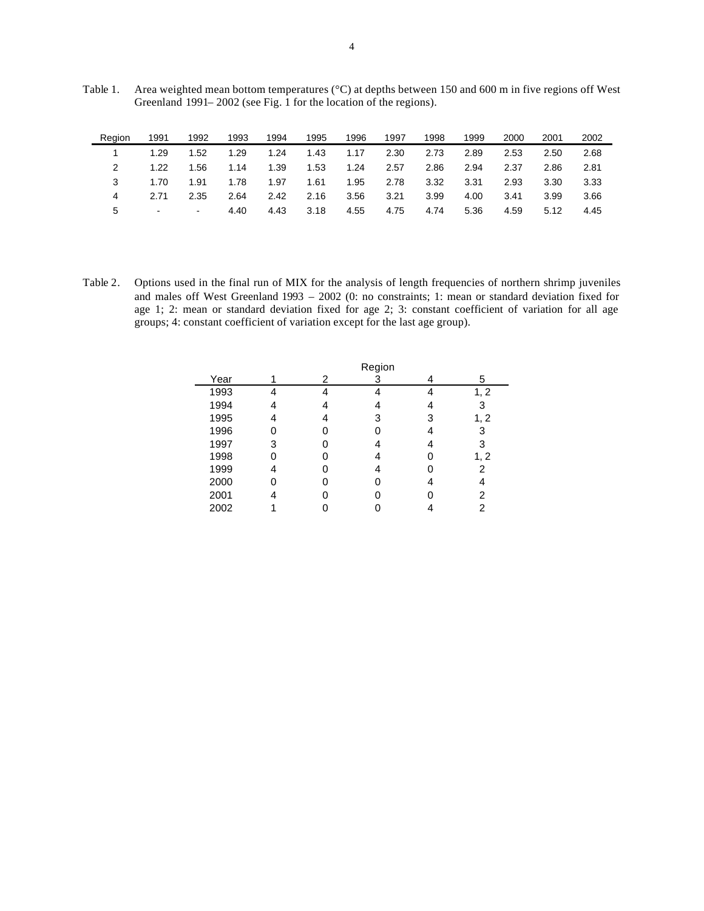Table 1. Area weighted mean bottom temperatures (°C) at depths between 150 and 600 m in five regions off West Greenland 1991– 2002 (see Fig. 1 for the location of the regions).

| Region | 1991 | 1992 | 1993 | 1994 | 1995 | 1996 | 1997 | 1998 | 1999 | 2000 | 2001 | 2002 |
|---|---|---|---|---|---|---|---|---|---|---|---|---|
| 1 | 1.29 | 1.52 | 1.29 | 1.24 | 1.43 | 1.17 | 2.30 | 2.73 | 2.89 | 2.53 | 2.50 | 2.68 |
| 2 | 1.22 | 1.56 | 1.14 | 1.39 | 1.53 | 1.24 | 2.57 | 2.86 | 2.94 | 2.37 | 2.86 | 2.81 |
| 3 | 1.70 | 1.91 | 1.78 | 1.97 | 1.61 | 1.95 | 2.78 | 3.32 | 3.31 | 2.93 | 3.30 | 3.33 |
| 4 | 2.71 | 2.35 | 2.64 | 2.42 | 2.16 | 3.56 | 3.21 | 3.99 | 4.00 | 3.41 | 3.99 | 3.66 |
| 5 | - | - | 4.40 | 4.43 | 3.18 | 4.55 | 4.75 | 4.74 | 5.36 | 4.59 | 5.12 | 4.45 |

Table 2. Options used in the final run of MIX for the analysis of length frequencies of northern shrimp juveniles and males off West Greenland 1993 – 2002 (0: no constraints; 1: mean or standard deviation fixed for age 1; 2: mean or standard deviation fixed for age 2; 3: constant coefficient of variation for all age groups; 4: constant coefficient of variation except for the last age group).

| | Region | | | | |
|---|---|---|---|---|---|
| Year | 1 | 2 | 3 | 4 | 5 |
| 1993 | 4 | 4 | 4 | 4 | 1, 2 |
| 1994 | 4 | 4 | 4 | 4 | 3 |
| 1995 | 4 | 4 | 3 | 3 | 1, 2 |
| 1996 | 0 | 0 | 0 | 4 | 3 |
| 1997 | 3 | 0 | 4 | 4 | 3 |
| 1998 | 0 | 0 | 4 | 0 | 1, 2 |
| 1999 | 4 | 0 | 4 | 0 | 2 |
| 2000 | 0 | 0 | 0 | 4 | 4 |
| 2001 | 4 | 0 | 0 | 0 | 2 |
| 2002 | 1 | 0 | 0 | 4 | 2 |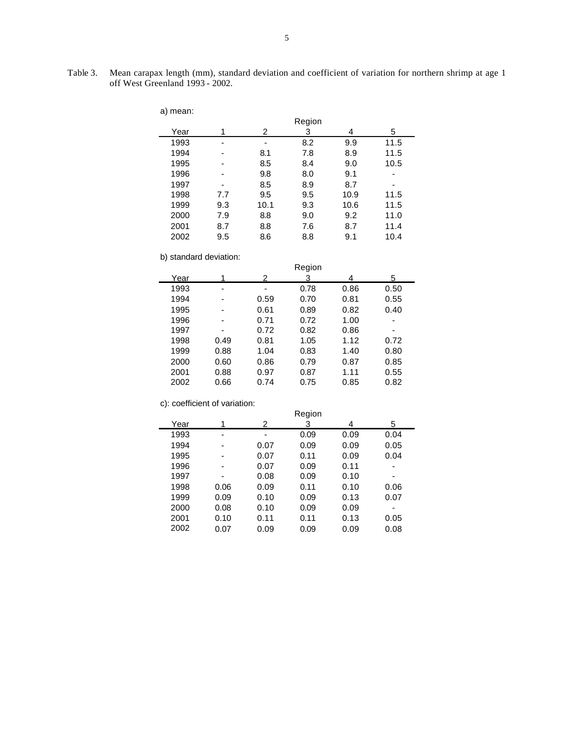Table 3. Mean carapax length (mm), standard deviation and coefficient of variation for northern shrimp at age 1 off West Greenland 1993 - 2002.

a) mean:

| | Region | | | | |
|---|---|---|---|---|---|
| Year | 1 | 2 | 3 | 4 | 5 |
| 1993 | - | - | 8.2 | 9.9 | 11.5 |
| 1994 | - | 8.1 | 7.8 | 8.9 | 11.5 |
| 1995 | - | 8.5 | 8.4 | 9.0 | 10.5 |
| 1996 | - | 9.8 | 8.0 | 9.1 | - |
| 1997 | - | 8.5 | 8.9 | 8.7 | - |
| 1998 | 7.7 | 9.5 | 9.5 | 10.9 | 11.5 |
| 1999 | 9.3 | 10.1 | 9.3 | 10.6 | 11.5 |
| 2000 | 7.9 | 8.8 | 9.0 | 9.2 | 11.0 |
| 2001 | 8.7 | 8.8 | 7.6 | 8.7 | 11.4 |
| 2002 | 9.5 | 8.6 | 8.8 | 9.1 | 10.4 |

b) standard deviation:

| | Region | | | | |
|---|---|---|---|---|---|
| Year | 1 | 2 | 3 | 4 | 5 |
| 1993 | - | - | 0.78 | 0.86 | 0.50 |
| 1994 | - | 0.59 | 0.70 | 0.81 | 0.55 |
| 1995 | - | 0.61 | 0.89 | 0.82 | 0.40 |
| 1996 | - | 0.71 | 0.72 | 1.00 | - |
| 1997 | - | 0.72 | 0.82 | 0.86 | - |
| 1998 | 0.49 | 0.81 | 1.05 | 1.12 | 0.72 |
| 1999 | 0.88 | 1.04 | 0.83 | 1.40 | 0.80 |
| 2000 | 0.60 | 0.86 | 0.79 | 0.87 | 0.85 |
| 2001 | 0.88 | 0.97 | 0.87 | 1.11 | 0.55 |
| 2002 | 0.66 | 0.74 | 0.75 | 0.85 | 0.82 |

c): coefficient of variation:

| | Region | | | | |
|---|---|---|---|---|---|
| Year | 1 | 2 | 3 | 4 | 5 |
| 1993 | - | - | 0.09 | 0.09 | 0.04 |
| 1994 | - | 0.07 | 0.09 | 0.09 | 0.05 |
| 1995 | - | 0.07 | 0.11 | 0.09 | 0.04 |
| 1996 | - | 0.07 | 0.09 | 0.11 | - |
| 1997 | - | 0.08 | 0.09 | 0.10 | - |
| 1998 | 0.06 | 0.09 | 0.11 | 0.10 | 0.06 |
| 1999 | 0.09 | 0.10 | 0.09 | 0.13 | 0.07 |
| 2000 | 0.08 | 0.10 | 0.09 | 0.09 | - |
| 2001 | 0.10 | 0.11 | 0.11 | 0.13 | 0.05 |
| 2002 | 0.07 | 0.09 | 0.09 | 0.09 | 0.08 |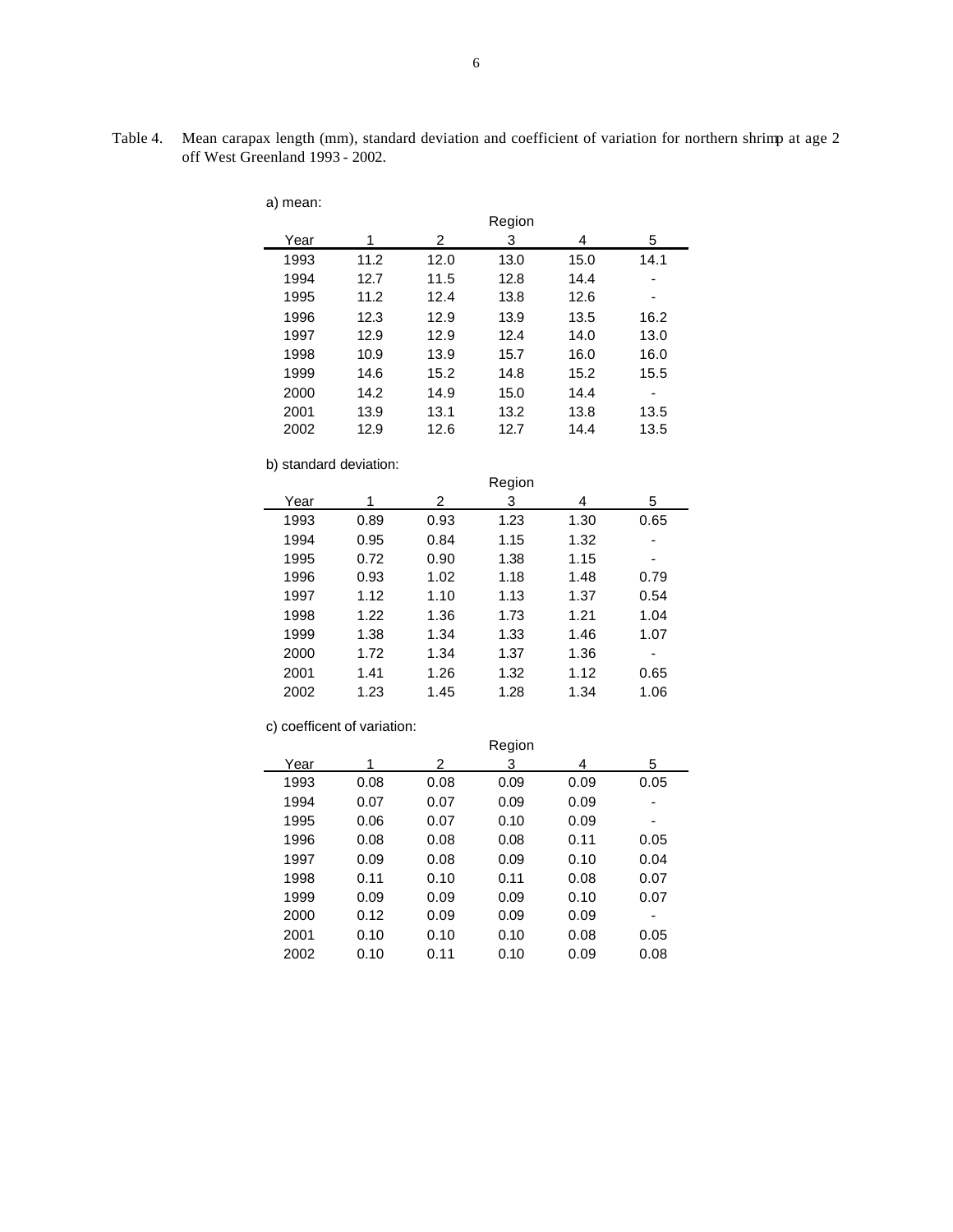Table 4. Mean carapax length (mm), standard deviation and coefficient of variation for northern shrimp at age 2 off West Greenland 1993 - 2002.

a) mean:

| Year | Region 1 | 2 | 3 | 4 | 5 |
|---|---|---|---|---|---|
| 1993 | 11.2 | 12.0 | 13.0 | 15.0 | 14.1 |
| 1994 | 12.7 | 11.5 | 12.8 | 14.4 | - |
| 1995 | 11.2 | 12.4 | 13.8 | 12.6 | - |
| 1996 | 12.3 | 12.9 | 13.9 | 13.5 | 16.2 |
| 1997 | 12.9 | 12.9 | 12.4 | 14.0 | 13.0 |
| 1998 | 10.9 | 13.9 | 15.7 | 16.0 | 16.0 |
| 1999 | 14.6 | 15.2 | 14.8 | 15.2 | 15.5 |
| 2000 | 14.2 | 14.9 | 15.0 | 14.4 | - |
| 2001 | 13.9 | 13.1 | 13.2 | 13.8 | 13.5 |
| 2002 | 12.9 | 12.6 | 12.7 | 14.4 | 13.5 |

b) standard deviation:

| Year | Region 1 | 2 | 3 | 4 | 5 |
|---|---|---|---|---|---|
| 1993 | 0.89 | 0.93 | 1.23 | 1.30 | 0.65 |
| 1994 | 0.95 | 0.84 | 1.15 | 1.32 | - |
| 1995 | 0.72 | 0.90 | 1.38 | 1.15 | - |
| 1996 | 0.93 | 1.02 | 1.18 | 1.48 | 0.79 |
| 1997 | 1.12 | 1.10 | 1.13 | 1.37 | 0.54 |
| 1998 | 1.22 | 1.36 | 1.73 | 1.21 | 1.04 |
| 1999 | 1.38 | 1.34 | 1.33 | 1.46 | 1.07 |
| 2000 | 1.72 | 1.34 | 1.37 | 1.36 | - |
| 2001 | 1.41 | 1.26 | 1.32 | 1.12 | 0.65 |
| 2002 | 1.23 | 1.45 | 1.28 | 1.34 | 1.06 |

c) coefficent of variation:

| Year | Region 1 | 2 | 3 | 4 | 5 |
|---|---|---|---|---|---|
| 1993 | 0.08 | 0.08 | 0.09 | 0.09 | 0.05 |
| 1994 | 0.07 | 0.07 | 0.09 | 0.09 | - |
| 1995 | 0.06 | 0.07 | 0.10 | 0.09 | - |
| 1996 | 0.08 | 0.08 | 0.08 | 0.11 | 0.05 |
| 1997 | 0.09 | 0.08 | 0.09 | 0.10 | 0.04 |
| 1998 | 0.11 | 0.10 | 0.11 | 0.08 | 0.07 |
| 1999 | 0.09 | 0.09 | 0.09 | 0.10 | 0.07 |
| 2000 | 0.12 | 0.09 | 0.09 | 0.09 | - |
| 2001 | 0.10 | 0.10 | 0.10 | 0.08 | 0.05 |
| 2002 | 0.10 | 0.11 | 0.10 | 0.09 | 0.08 |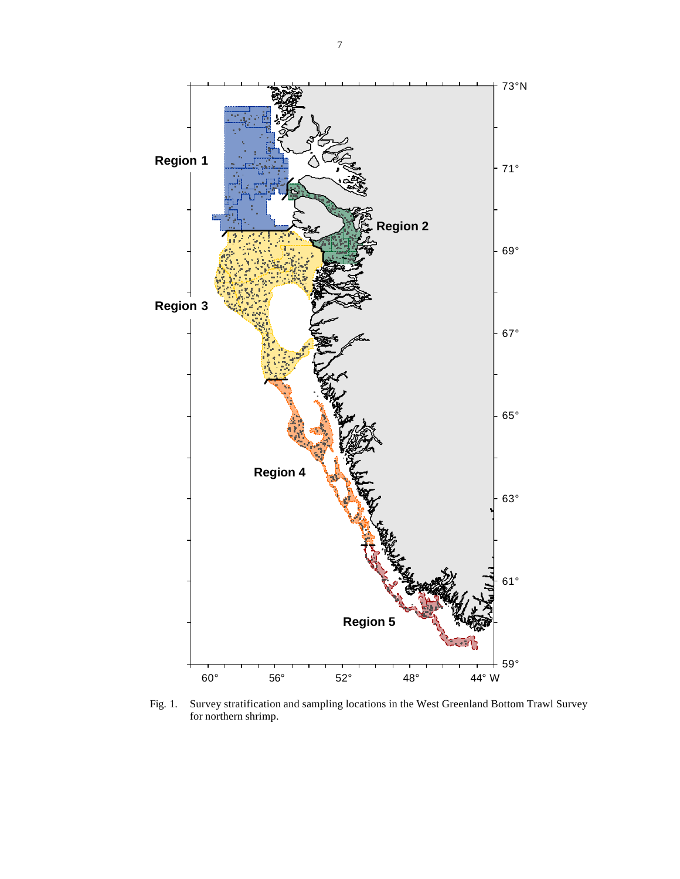Fig. 1. Survey stratification and sampling locations in the West Greenland Bottom Trawl Survey for northern shrimp.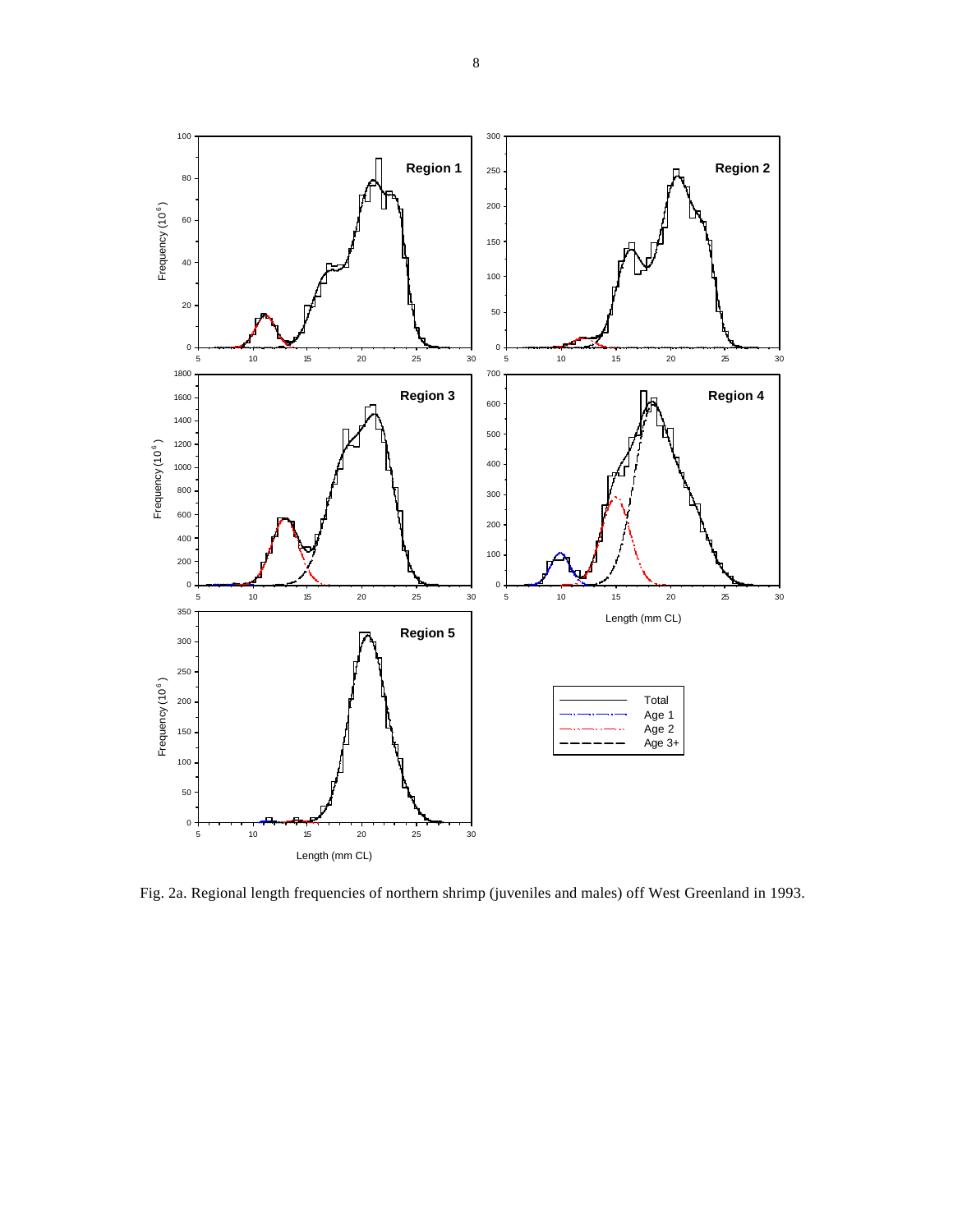Fig. 2a. Regional length frequencies of northern shrimp (juveniles and males) off West Greenland in 1993.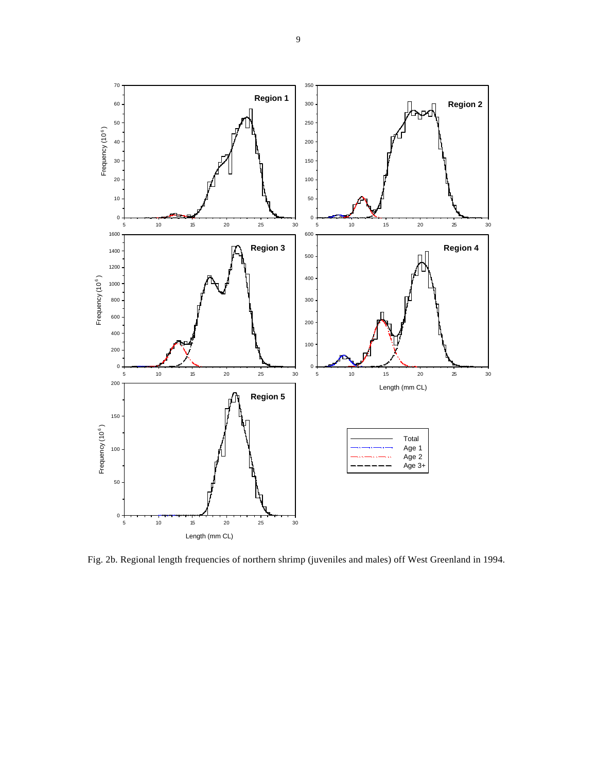Fig. 2b. Regional length frequencies of northern shrimp (juveniles and males) off West Greenland in 1994.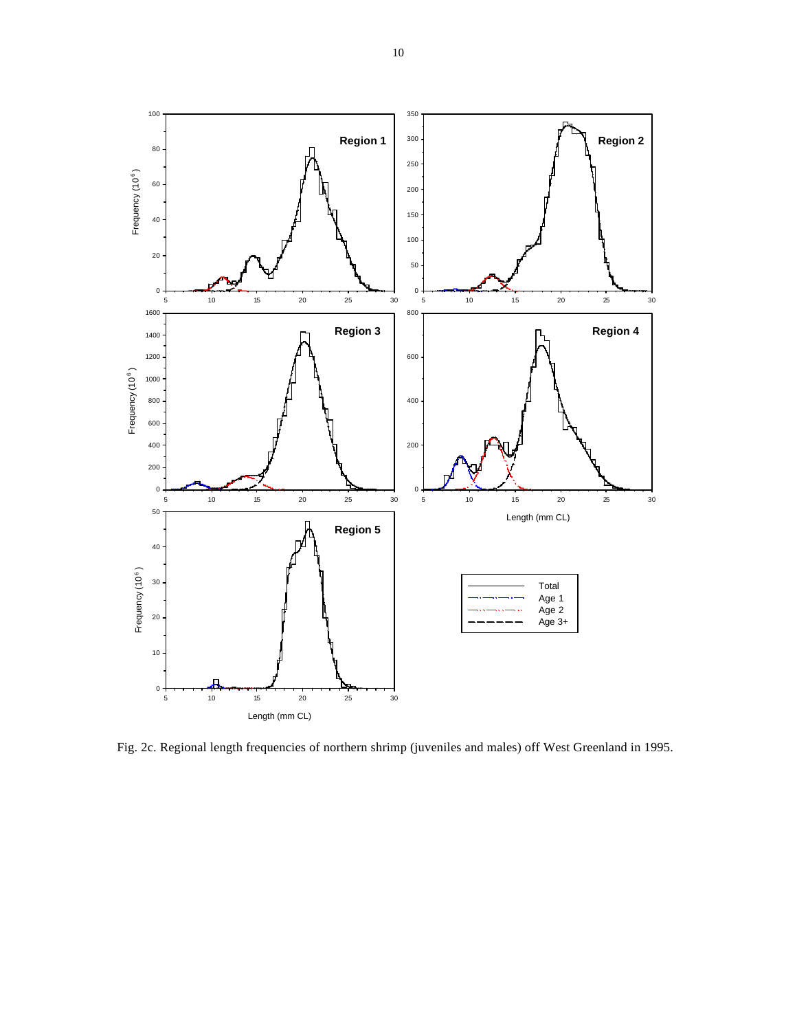Fig. 2c. Regional length frequencies of northern shrimp (juveniles and males) off West Greenland in 1995.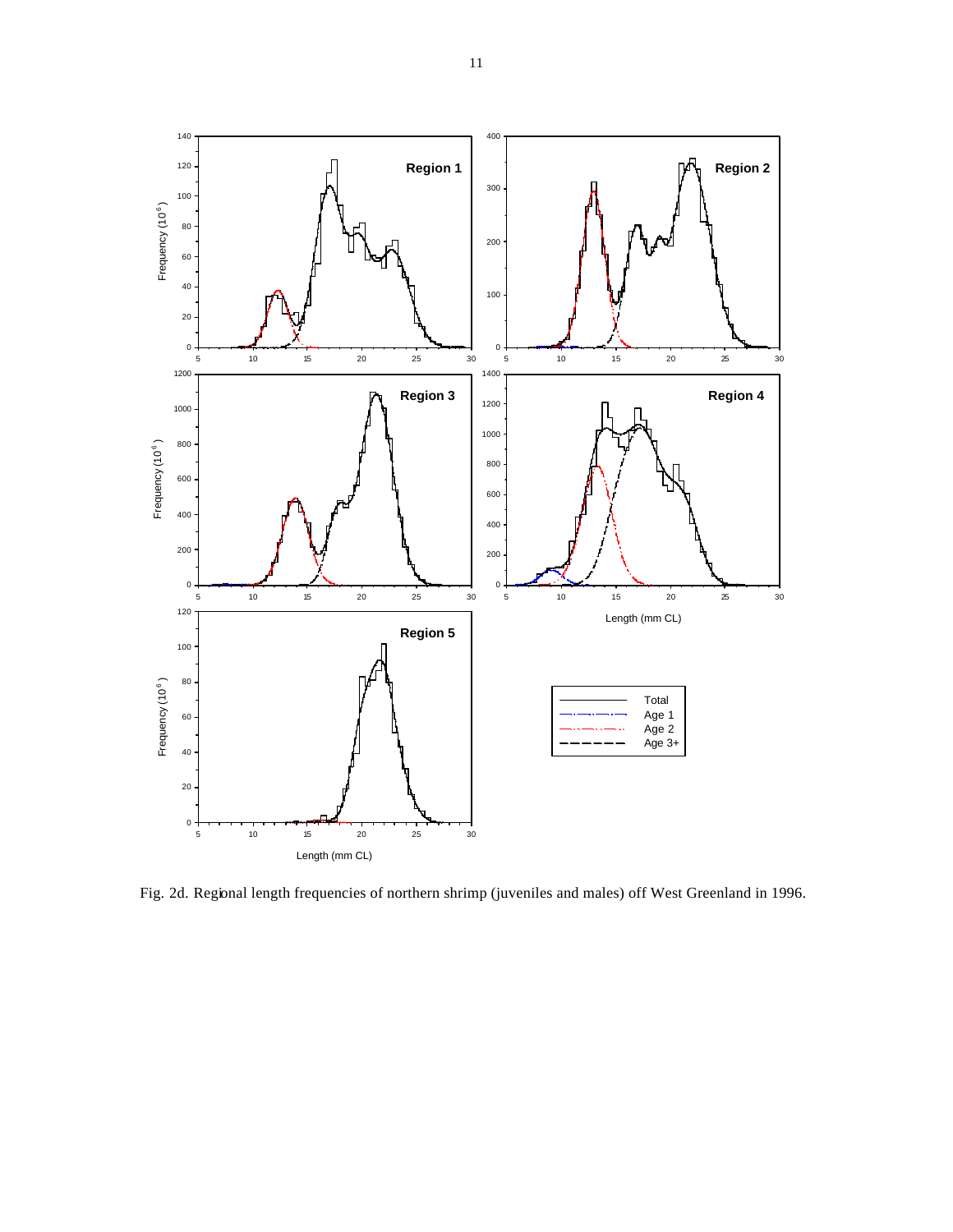Fig. 2d. Regional length frequencies of northern shrimp (juveniles and males) off West Greenland in 1996.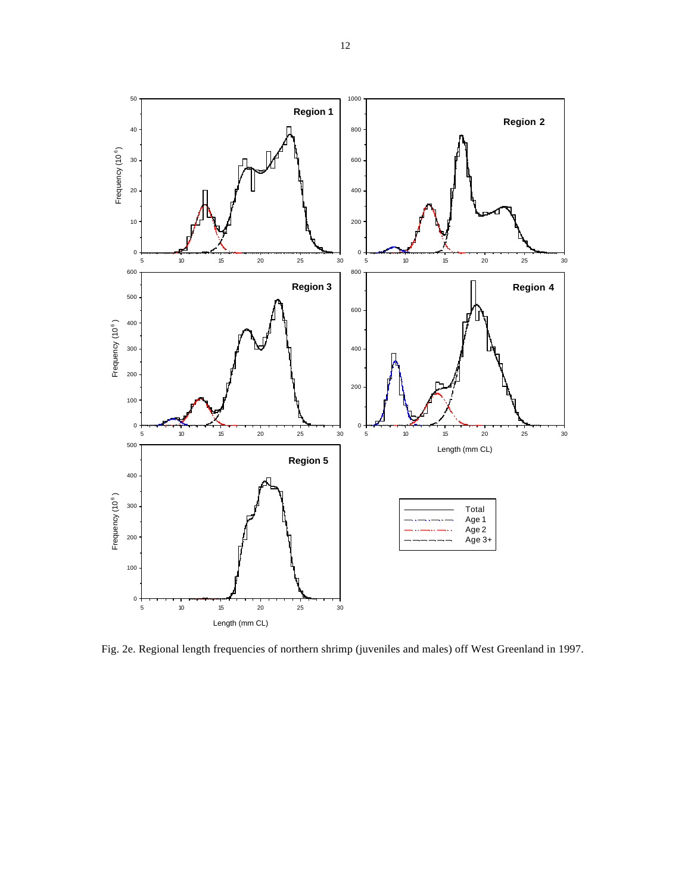Fig. 2e. Regional length frequencies of northern shrimp (juveniles and males) off West Greenland in 1997.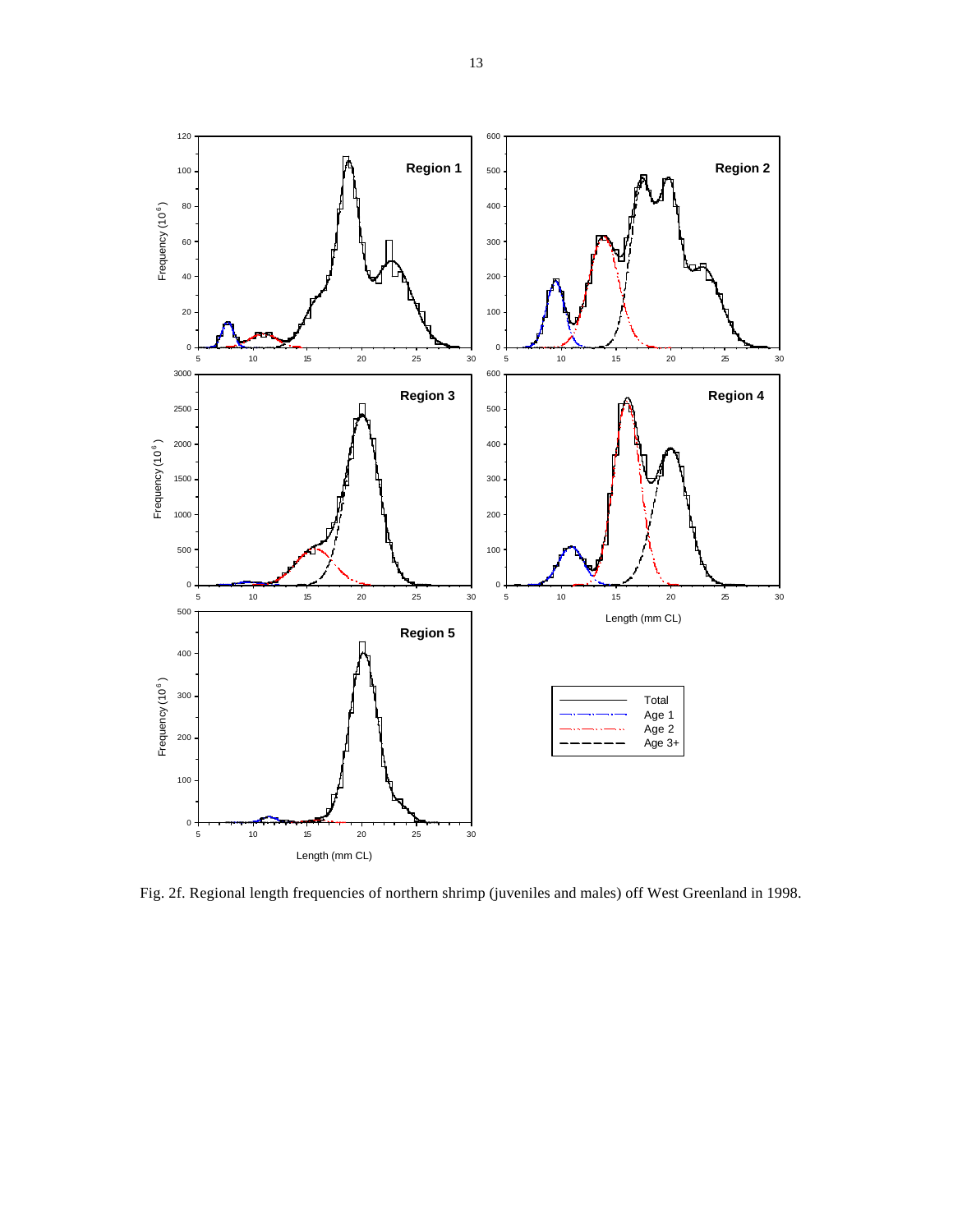Fig. 2f. Regional length frequencies of northern shrimp (juveniles and males) off West Greenland in 1998.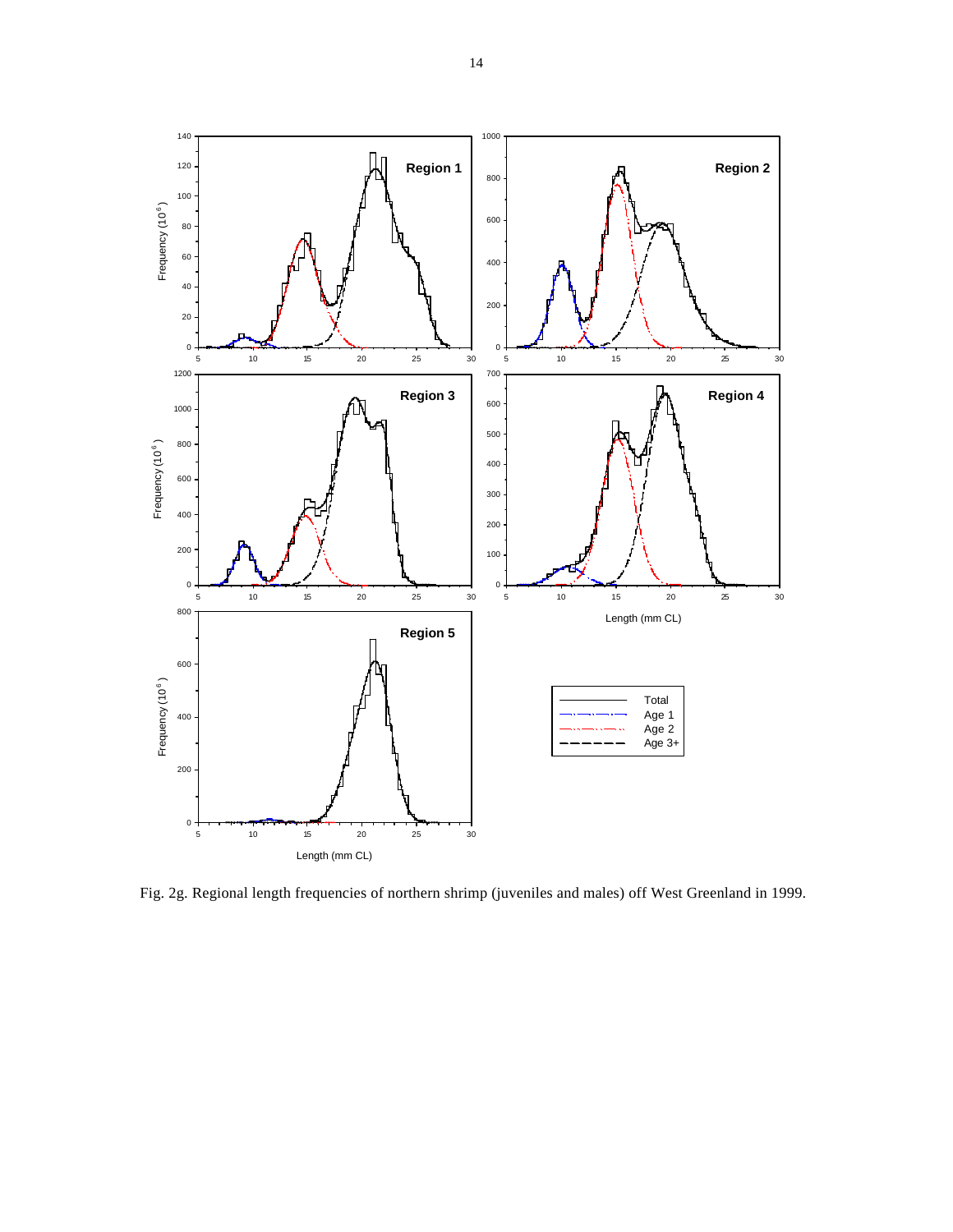Fig. 2g. Regional length frequencies of northern shrimp (juveniles and males) off West Greenland in 1999.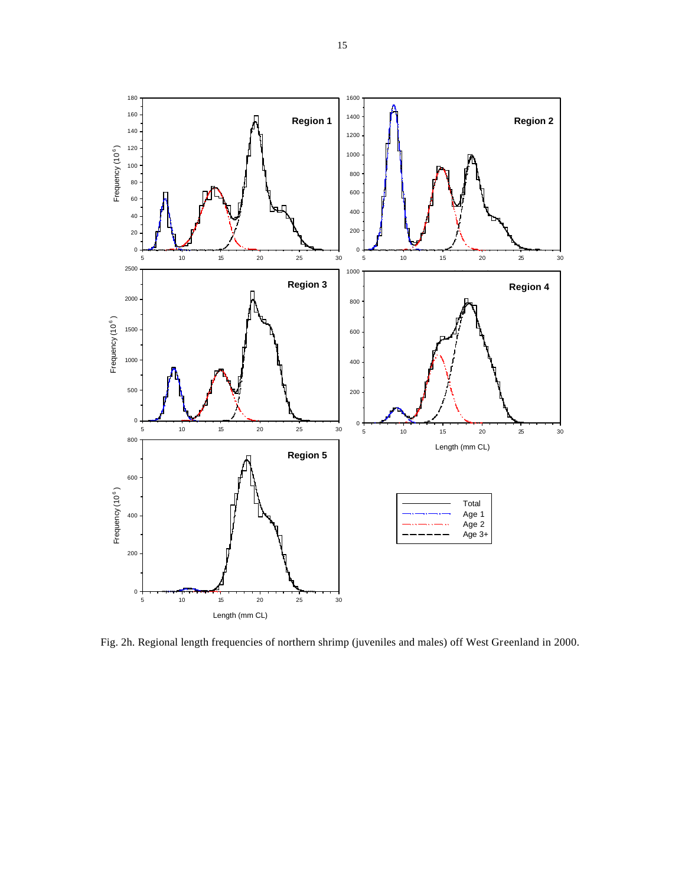Fig. 2h. Regional length frequencies of northern shrimp (juveniles and males) off West Greenland in 2000.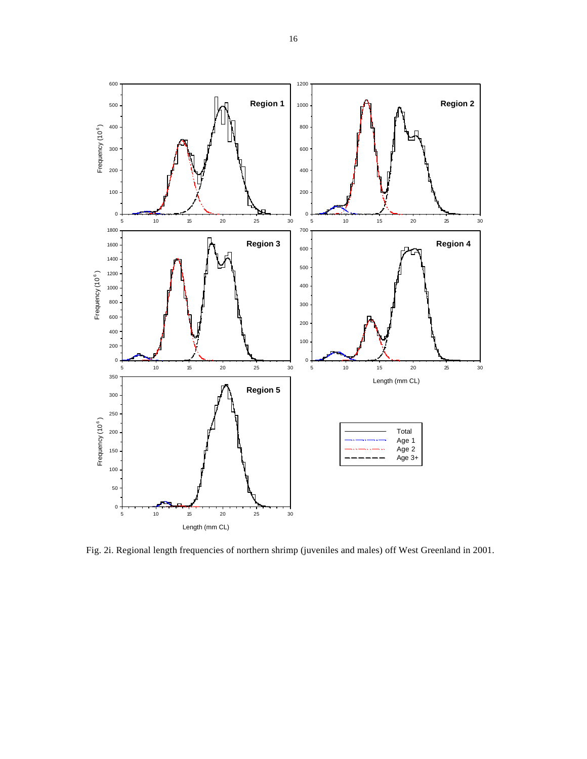Fig. 2i. Regional length frequencies of northern shrimp (juveniles and males) off West Greenland in 2001.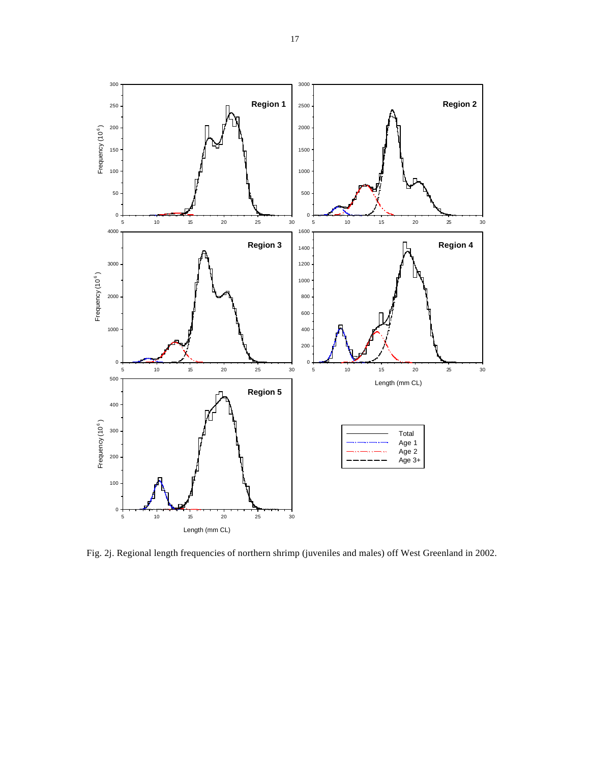Fig. 2j. Regional length frequencies of northern shrimp (juveniles and males) off West Greenland in 2002.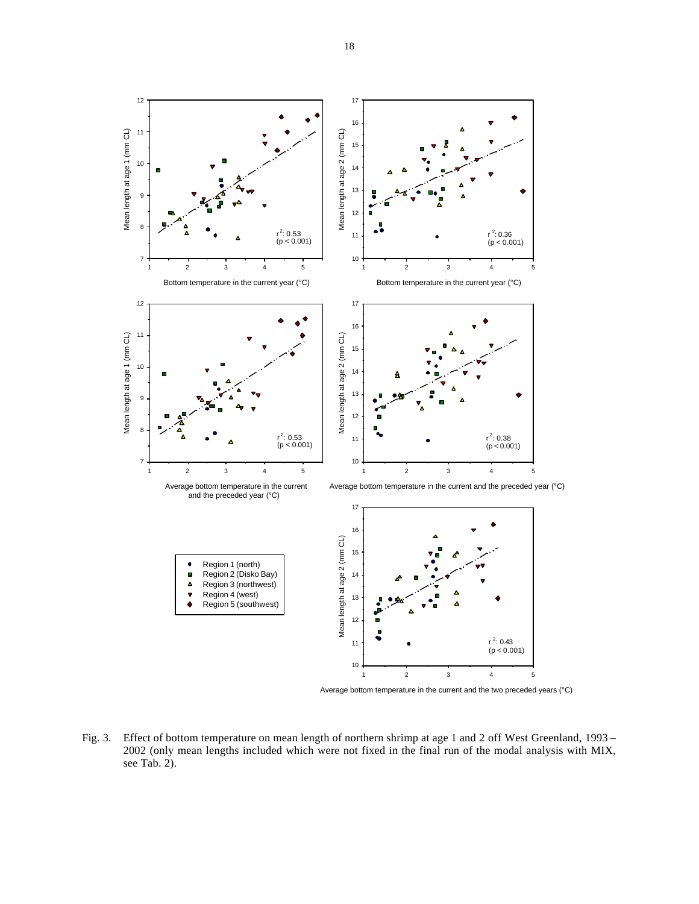Fig. 3. Effect of bottom temperature on mean length of northern shrimp at age 1 and 2 off West Greenland, 1993 – 2002 (only mean lengths included which were not fixed in the final run of the modal analysis with MIX, see Tab. 2).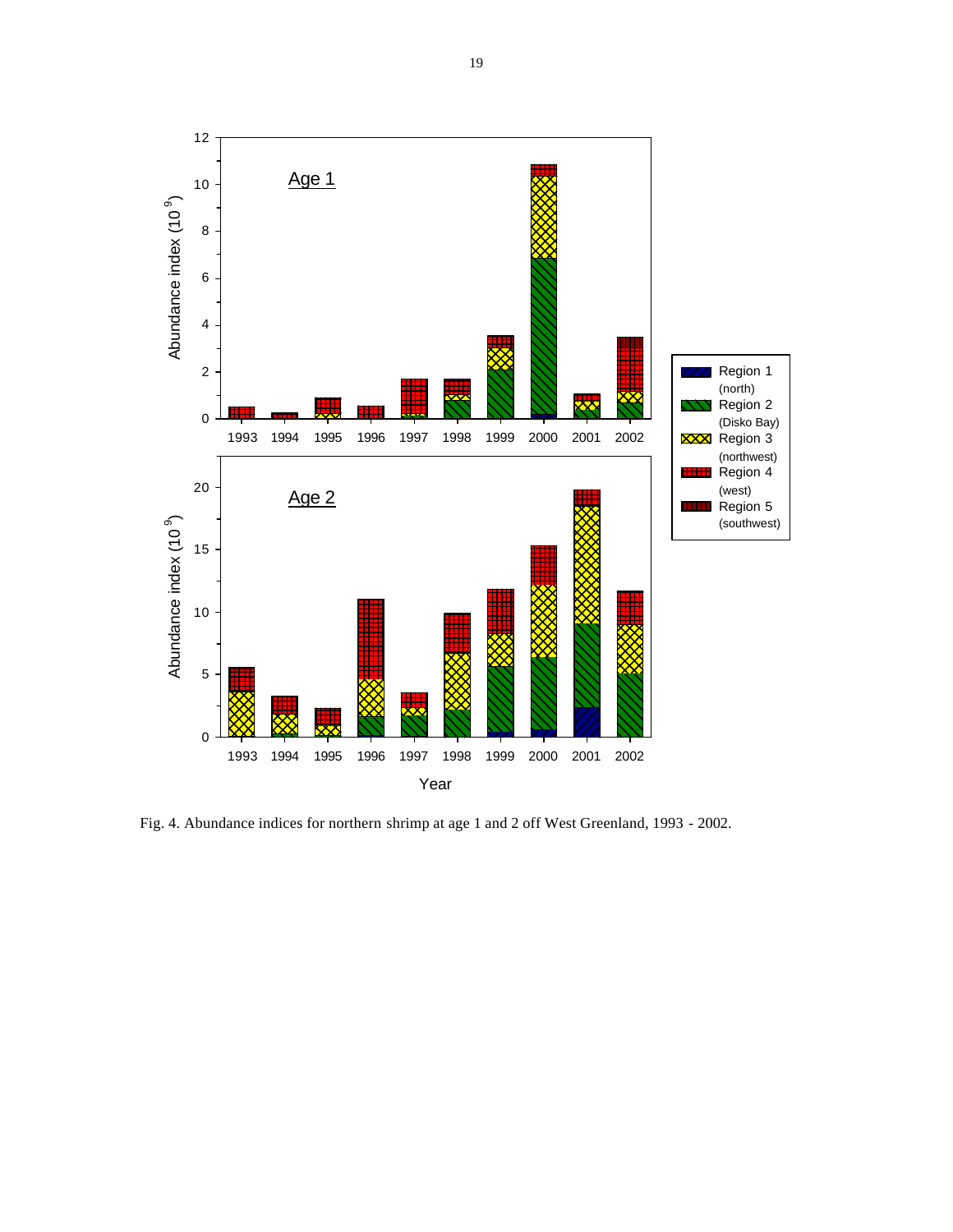Fig. 4. Abundance indices for northern shrimp at age 1 and 2 off West Greenland, 1993 - 2002.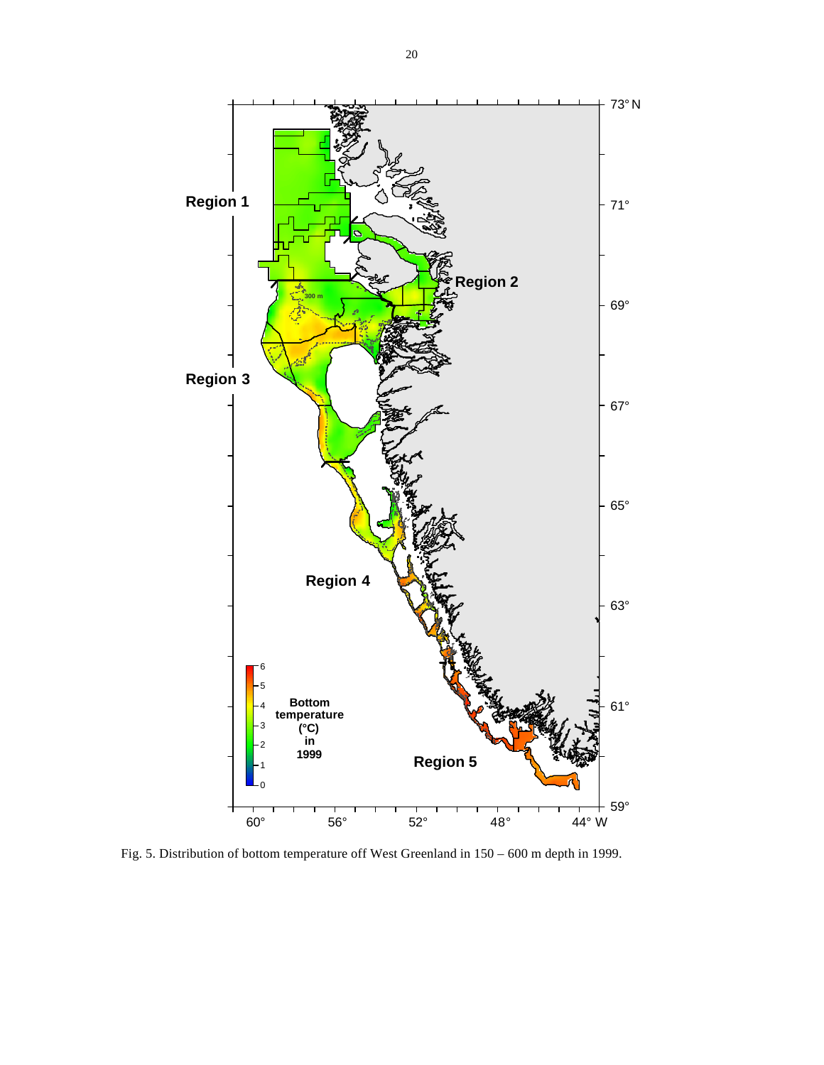73° N

71°

69°

67°

65°

63°

61°

59°

60°

56°

52°

48°

44° W

Region 1

Region 2

Region 3

Region 4

Region 5

300 m

6

5

4

3

2

1

0

Bottom temperature (°C) in 1999

Fig. 5. Distribution of bottom temperature off West Greenland in 150 – 600 m depth in 1999.